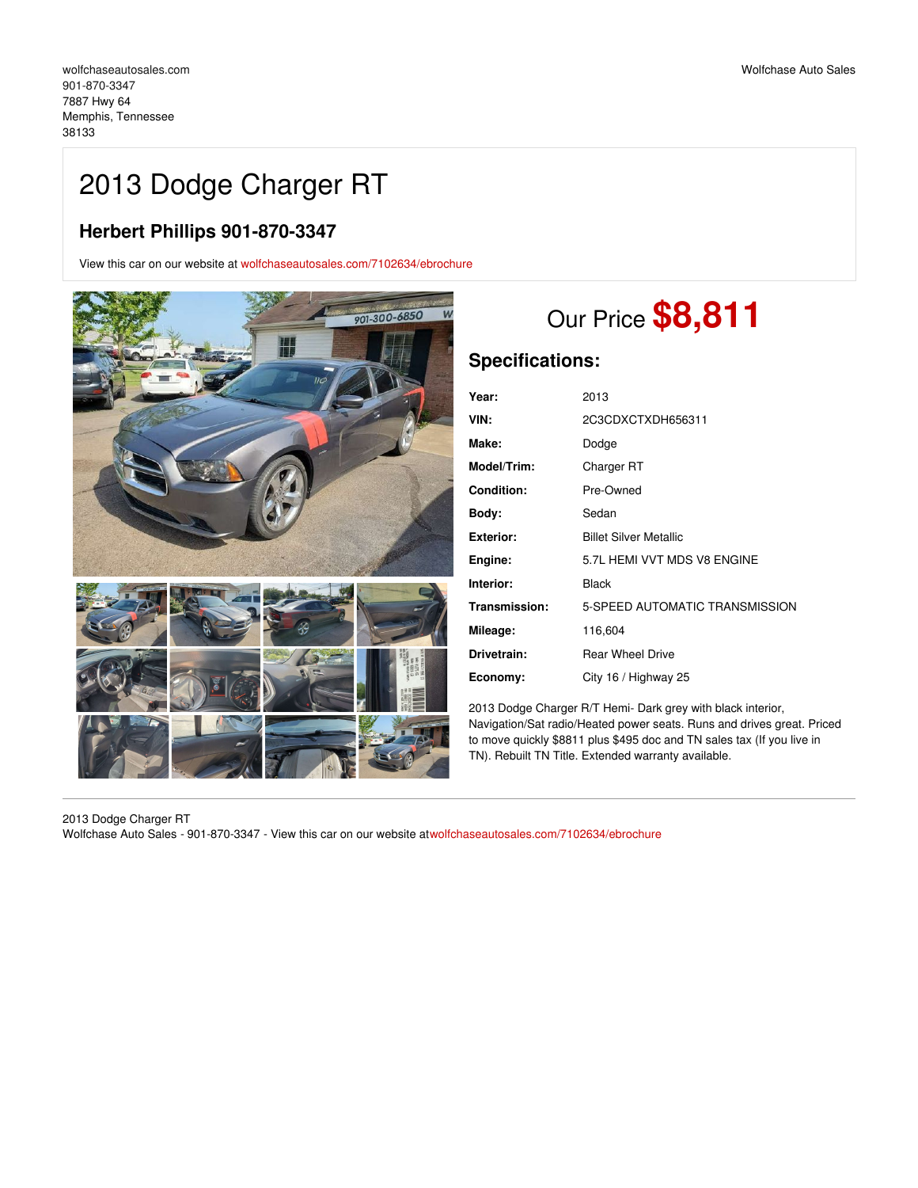wolfchaseautosales.com
901-870-3347
7887 Hwy 64
Memphis, Tennessee
38133

Wolfchase Auto Sales

# 2013 Dodge Charger RT

## Herbert Phillips 901-870-3347

View this car on our website at wolfchaseautosales.com/7102634/ebrochure

Our Price **$8,811**

## Specifications:

| | |
|---|---|
| **Year:** | 2013 |
| **VIN:** | 2C3CDXCTXDH656311 |
| **Make:** | Dodge |
| **Model/Trim:** | Charger RT |
| **Condition:** | Pre-Owned |
| **Body:** | Sedan |
| **Exterior:** | Billet Silver Metallic |
| **Engine:** | 5.7L HEMI VVT MDS V8 ENGINE |
| **Interior:** | Black |
| **Transmission:** | 5-SPEED AUTOMATIC TRANSMISSION |
| **Mileage:** | 116,604 |
| **Drivetrain:** | Rear Wheel Drive |
| **Economy:** | City 16 / Highway 25 |

2013 Dodge Charger R/T Hemi- Dark grey with black interior, Navigation/Sat radio/Heated power seats. Runs and drives great. Priced to move quickly $8811 plus $495 doc and TN sales tax (If you live in TN). Rebuilt TN Title. Extended warranty available.

2013 Dodge Charger RT
Wolfchase Auto Sales - 901-870-3347 - View this car on our website at wolfchaseautosales.com/7102634/ebrochure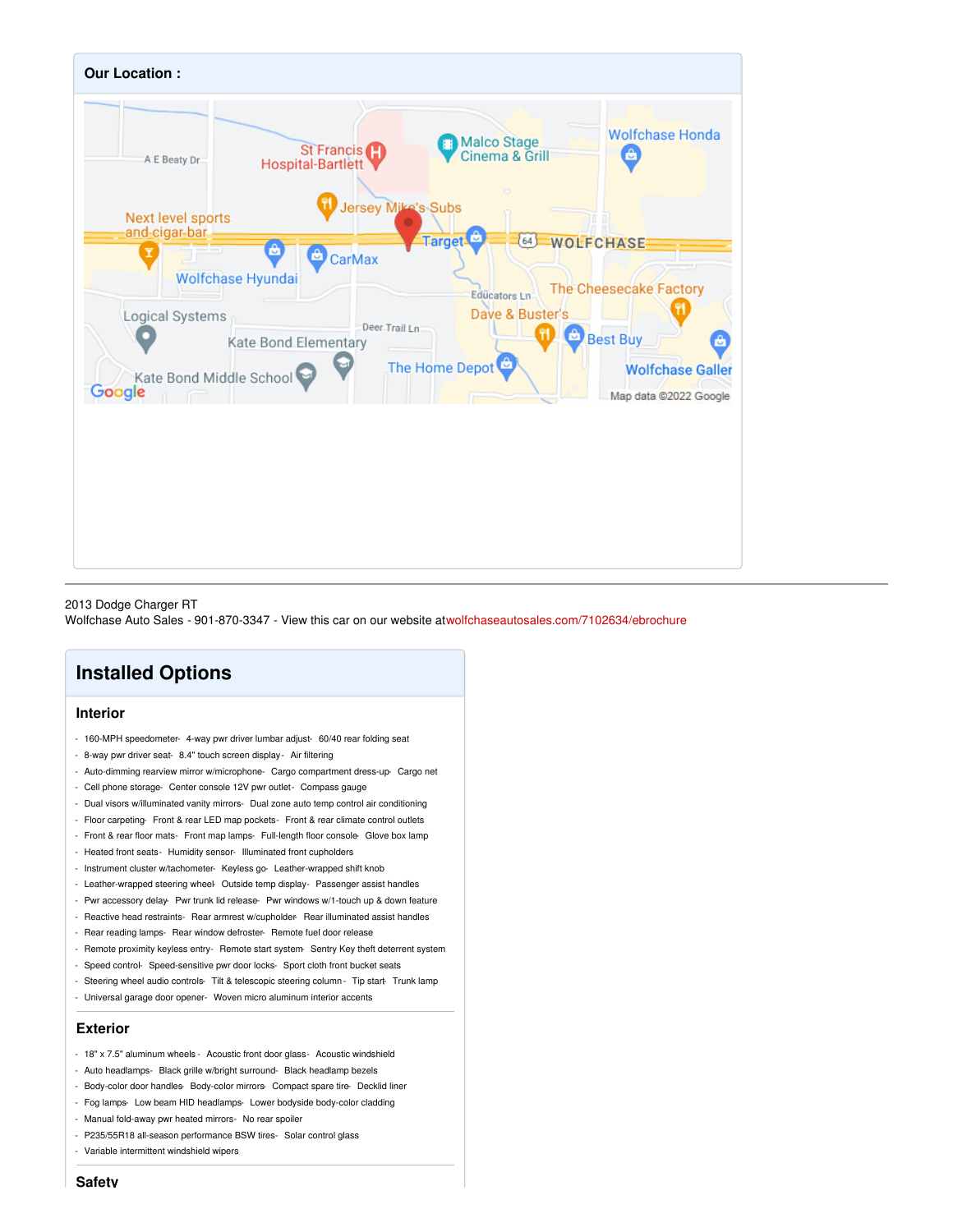## Our Location :

2013 Dodge Charger RT
Wolfchase Auto Sales - 901-870-3347 - View this car on our website at wolfchaseautosales.com/7102634/ebrochure

# Installed Options

## Interior

- 160-MPH speedometer- 4-way pwr driver lumbar adjust- 60/40 rear folding seat
- 8-way pwr driver seat- 8.4" touch screen display - Air filtering
- Auto-dimming rearview mirror w/microphone- Cargo compartment dress-up- Cargo net
- Cell phone storage- Center console 12V pwr outlet- Compass gauge
- Dual visors w/illuminated vanity mirrors- Dual zone auto temp control air conditioning
- Floor carpeting- Front & rear LED map pockets- Front & rear climate control outlets
- Front & rear floor mats- Front map lamps- Full-length floor console- Glove box lamp
- Heated front seats- Humidity sensor- Illuminated front cupholders
- Instrument cluster w/tachometer- Keyless go- Leather-wrapped shift knob
- Leather-wrapped steering wheel- Outside temp display- Passenger assist handles
- Pwr accessory delay- Pwr trunk lid release- Pwr windows w/1-touch up & down feature
- Reactive head restraints- Rear armrest w/cupholder- Rear illuminated assist handles
- Rear reading lamps- Rear window defroster- Remote fuel door release
- Remote proximity keyless entry- Remote start system- Sentry Key theft deterrent system
- Speed control- Speed-sensitive pwr door locks- Sport cloth front bucket seats
- Steering wheel audio controls- Tilt & telescopic steering column - Tip start- Trunk lamp
- Universal garage door opener- Woven micro aluminum interior accents

## Exterior

- 18" x 7.5" aluminum wheels - Acoustic front door glass- Acoustic windshield
- Auto headlamps- Black grille w/bright surround- Black headlamp bezels
- Body-color door handles- Body-color mirrors- Compact spare tire- Decklid liner
- Fog lamps- Low beam HID headlamps- Lower bodyside body-color cladding
- Manual fold-away pwr heated mirrors- No rear spoiler
- P235/55R18 all-season performance BSW tires- Solar control glass
- Variable intermittent windshield wipers

## Safety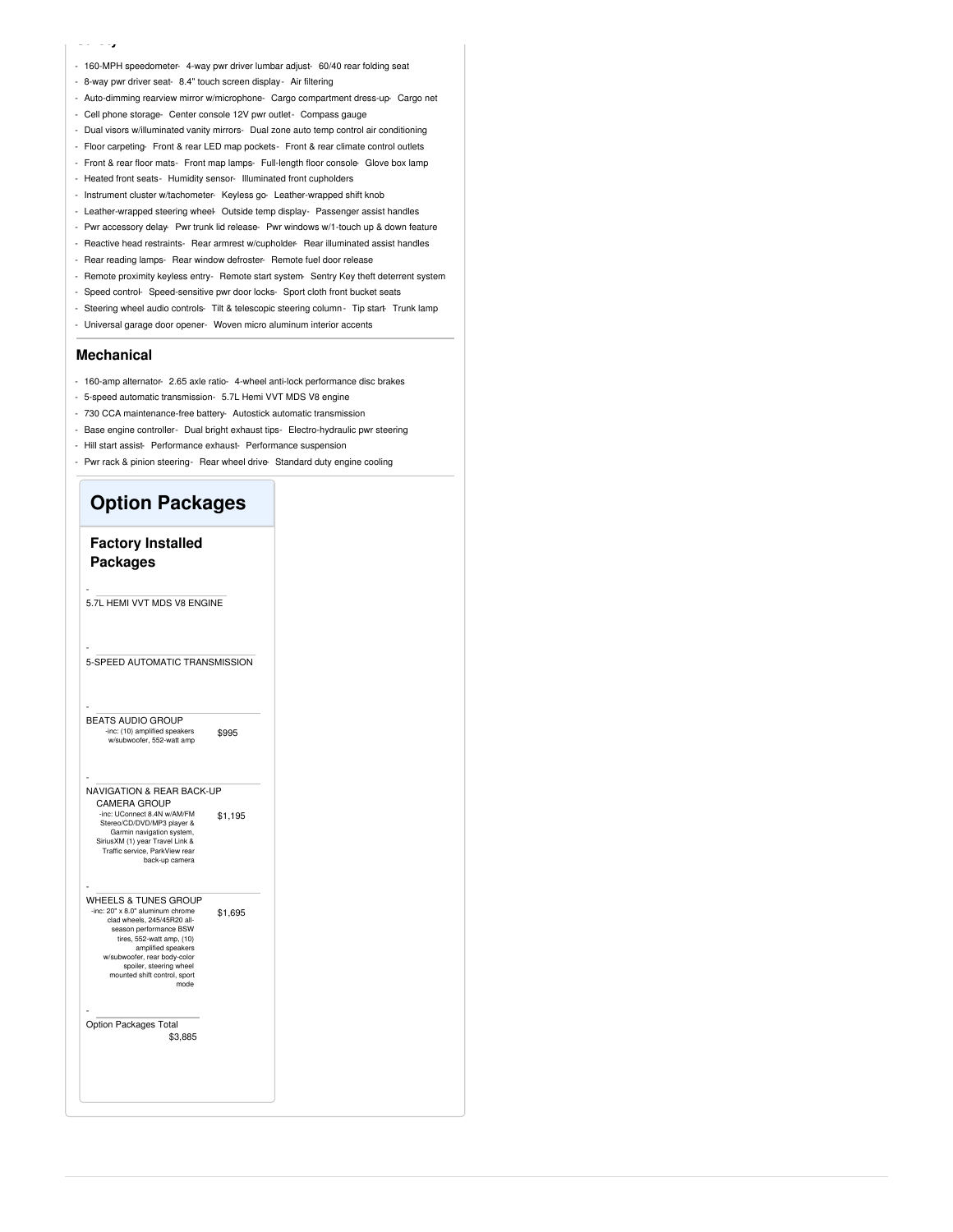- 160-MPH speedometer- 4-way pwr driver lumbar adjust- 60/40 rear folding seat
- 8-way pwr driver seat- 8.4" touch screen display - Air filtering
- Auto-dimming rearview mirror w/microphone- Cargo compartment dress-up- Cargo net
- Cell phone storage- Center console 12V pwr outlet - Compass gauge
- Dual visors w/illuminated vanity mirrors- Dual zone auto temp control air conditioning
- Floor carpeting- Front & rear LED map pockets - Front & rear climate control outlets
- Front & rear floor mats- Front map lamps- Full-length floor console- Glove box lamp
- Heated front seats - Humidity sensor- Illuminated front cupholders
- Instrument cluster w/tachometer- Keyless go- Leather-wrapped shift knob
- Leather-wrapped steering wheel- Outside temp display - Passenger assist handles
- Pwr accessory delay- Pwr trunk lid release- Pwr windows w/1-touch up & down feature
- Reactive head restraints- Rear armrest w/cupholder- Rear illuminated assist handles
- Rear reading lamps- Rear window defroster- Remote fuel door release
- Remote proximity keyless entry- Remote start system- Sentry Key theft deterrent system
- Speed control- Speed-sensitive pwr door locks- Sport cloth front bucket seats
- Steering wheel audio controls- Tilt & telescopic steering column - Tip start- Trunk lamp
- Universal garage door opener- Woven micro aluminum interior accents

## Mechanical

- 160-amp alternator- 2.65 axle ratio- 4-wheel anti-lock performance disc brakes
- 5-speed automatic transmission- 5.7L Hemi VVT MDS V8 engine
- 730 CCA maintenance-free battery- Autostick automatic transmission
- Base engine controller- Dual bright exhaust tips- Electro-hydraulic pwr steering
- Hill start assist- Performance exhaust- Performance suspension
- Pwr rack & pinion steering - Rear wheel drive- Standard duty engine cooling

# Option Packages

## Factory Installed Packages

- 5.7L HEMI VVT MDS V8 ENGINE
- 5-SPEED AUTOMATIC TRANSMISSION
- BEATS AUDIO GROUP — $995
  -inc: (10) amplified speakers w/subwoofer, 552-watt amp
- NAVIGATION & REAR BACK-UP CAMERA GROUP — $1,195
  -inc: UConnect 8.4N w/AM/FM Stereo/CD/DVD/MP3 player & Garmin navigation system, SiriusXM (1) year Travel Link & Traffic service, ParkView rear back-up camera
- WHEELS & TUNES GROUP — $1,695
  -inc: 20" x 8.0" aluminum chrome clad wheels, 245/45R20 all-season performance BSW tires, 552-watt amp, (10) amplified speakers w/subwoofer, rear body-color spoiler, steering wheel mounted shift control, sport mode
- Option Packages Total — $3,885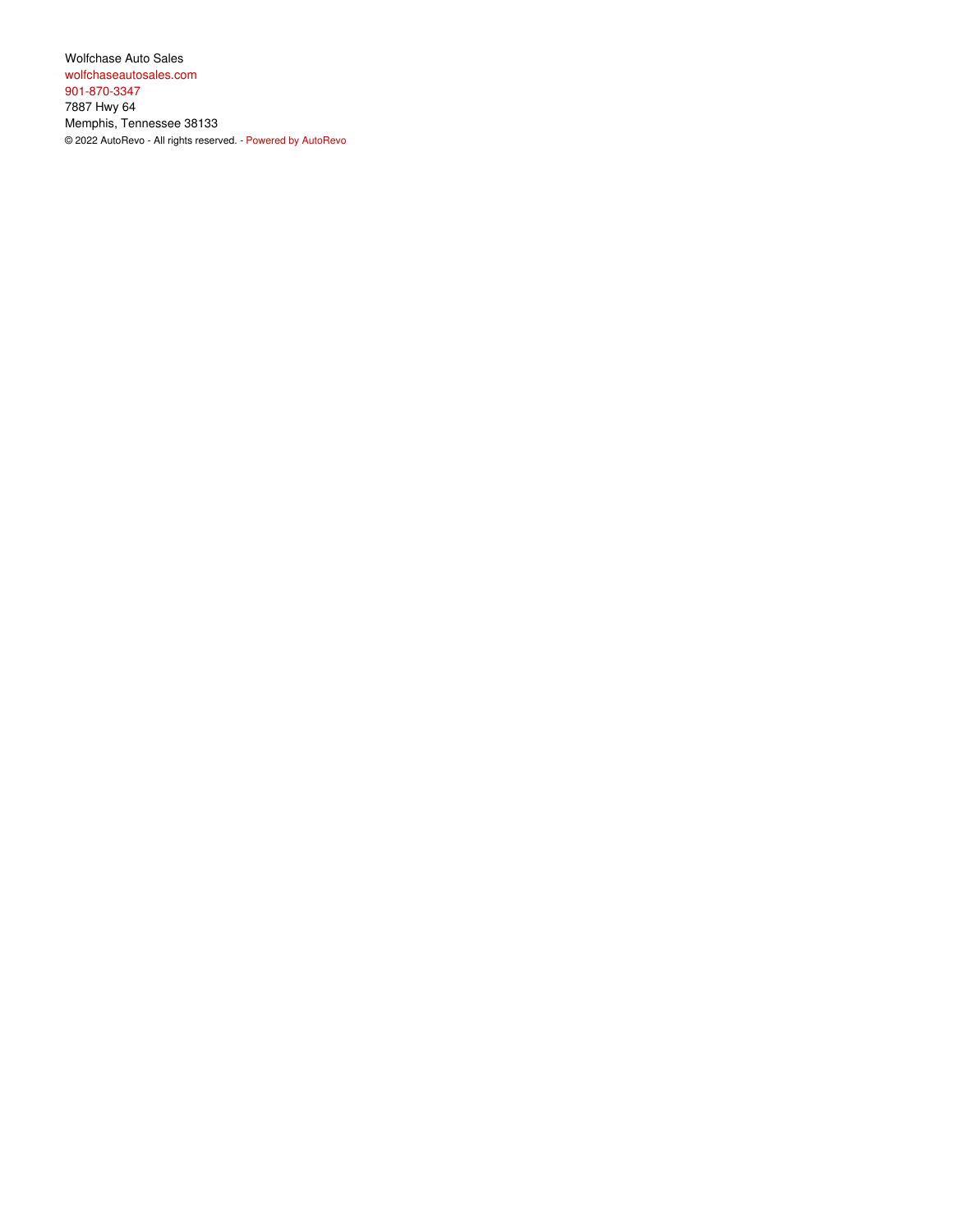Wolfchase Auto Sales
wolfchaseautosales.com
901-870-3347
7887 Hwy 64
Memphis, Tennessee 38133
© 2022 AutoRevo - All rights reserved. - Powered by AutoRevo